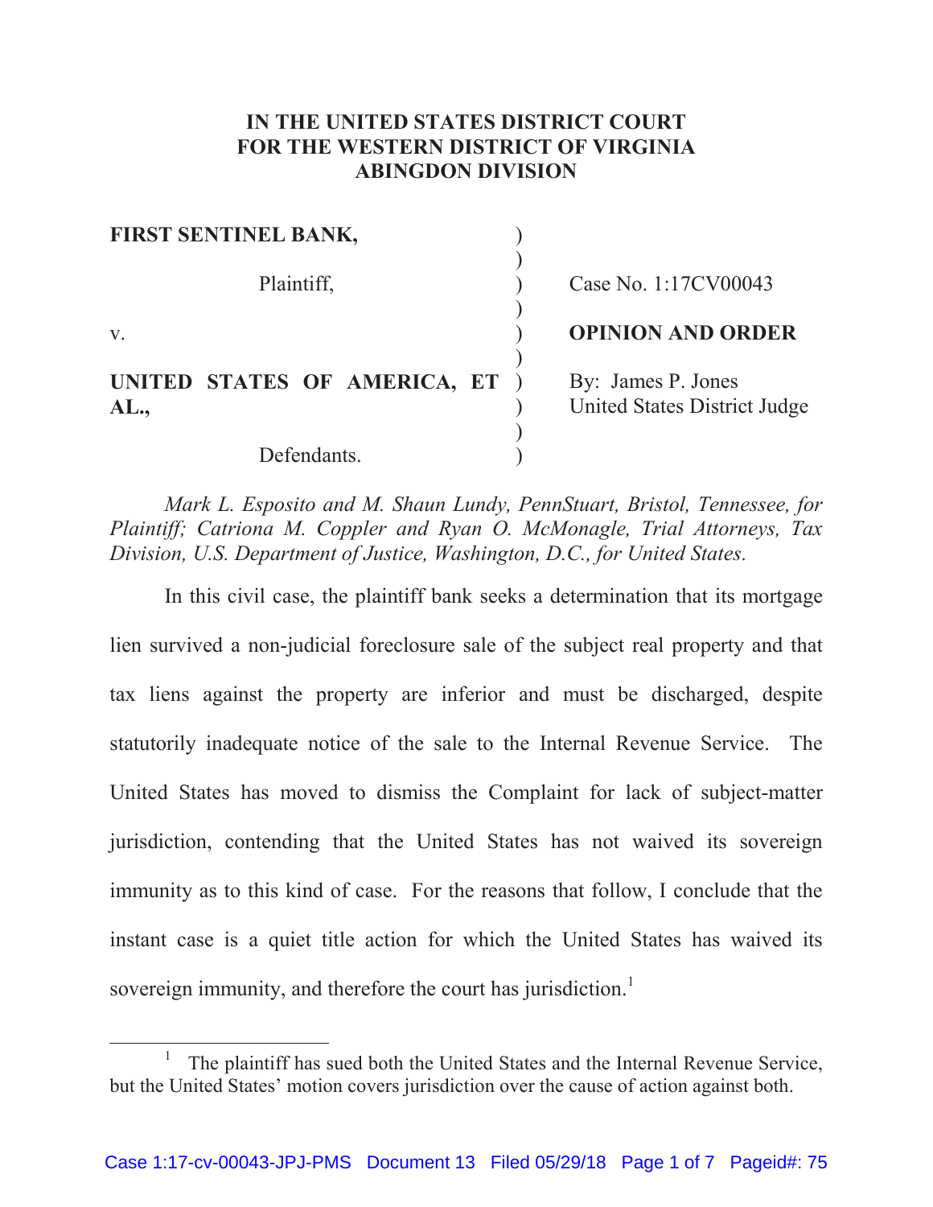# IN THE UNITED STATES DISTRICT COURT FOR THE WESTERN DISTRICT OF VIRGINIA ABINGDON DIVISION

| | | |
|---|---|---|
| **FIRST SENTINEL BANK,** | ) | |
| Plaintiff, | ) | Case No. 1:17CV00043 |
| v. | ) | **OPINION AND ORDER** |
| **UNITED STATES OF AMERICA, ET AL.,** | ) | By: James P. Jones<br>United States District Judge |
| Defendants. | ) | |

*Mark L. Esposito and M. Shaun Lundy, PennStuart, Bristol, Tennessee, for Plaintiff; Catriona M. Coppler and Ryan O. McMonagle, Trial Attorneys, Tax Division, U.S. Department of Justice, Washington, D.C., for United States.*

In this civil case, the plaintiff bank seeks a determination that its mortgage lien survived a non-judicial foreclosure sale of the subject real property and that tax liens against the property are inferior and must be discharged, despite statutorily inadequate notice of the sale to the Internal Revenue Service. The United States has moved to dismiss the Complaint for lack of subject-matter jurisdiction, contending that the United States has not waived its sovereign immunity as to this kind of case. For the reasons that follow, I conclude that the instant case is a quiet title action for which the United States has waived its sovereign immunity, and therefore the court has jurisdiction.[1]

[1] The plaintiff has sued both the United States and the Internal Revenue Service, but the United States' motion covers jurisdiction over the cause of action against both.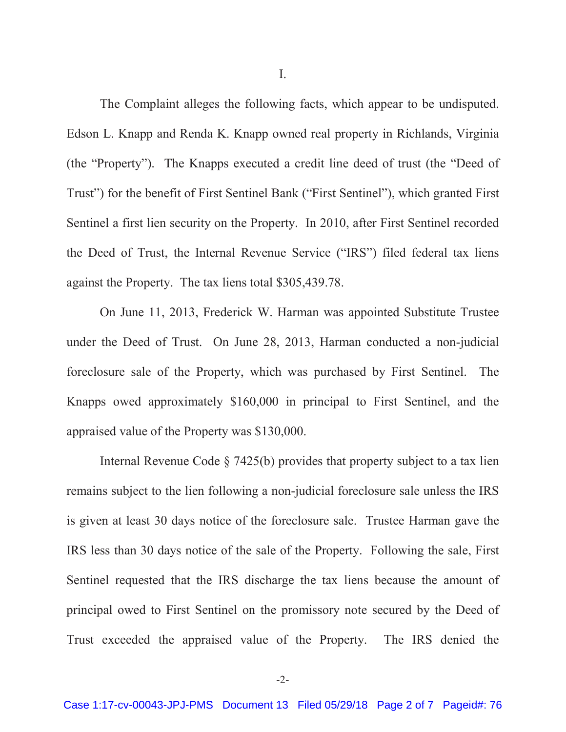I.

The Complaint alleges the following facts, which appear to be undisputed. Edson L. Knapp and Renda K. Knapp owned real property in Richlands, Virginia (the "Property"). The Knapps executed a credit line deed of trust (the "Deed of Trust") for the benefit of First Sentinel Bank ("First Sentinel"), which granted First Sentinel a first lien security on the Property. In 2010, after First Sentinel recorded the Deed of Trust, the Internal Revenue Service ("IRS") filed federal tax liens against the Property. The tax liens total $305,439.78.

On June 11, 2013, Frederick W. Harman was appointed Substitute Trustee under the Deed of Trust. On June 28, 2013, Harman conducted a non-judicial foreclosure sale of the Property, which was purchased by First Sentinel. The Knapps owed approximately $160,000 in principal to First Sentinel, and the appraised value of the Property was $130,000.

Internal Revenue Code § 7425(b) provides that property subject to a tax lien remains subject to the lien following a non-judicial foreclosure sale unless the IRS is given at least 30 days notice of the foreclosure sale. Trustee Harman gave the IRS less than 30 days notice of the sale of the Property. Following the sale, First Sentinel requested that the IRS discharge the tax liens because the amount of principal owed to First Sentinel on the promissory note secured by the Deed of Trust exceeded the appraised value of the Property. The IRS denied the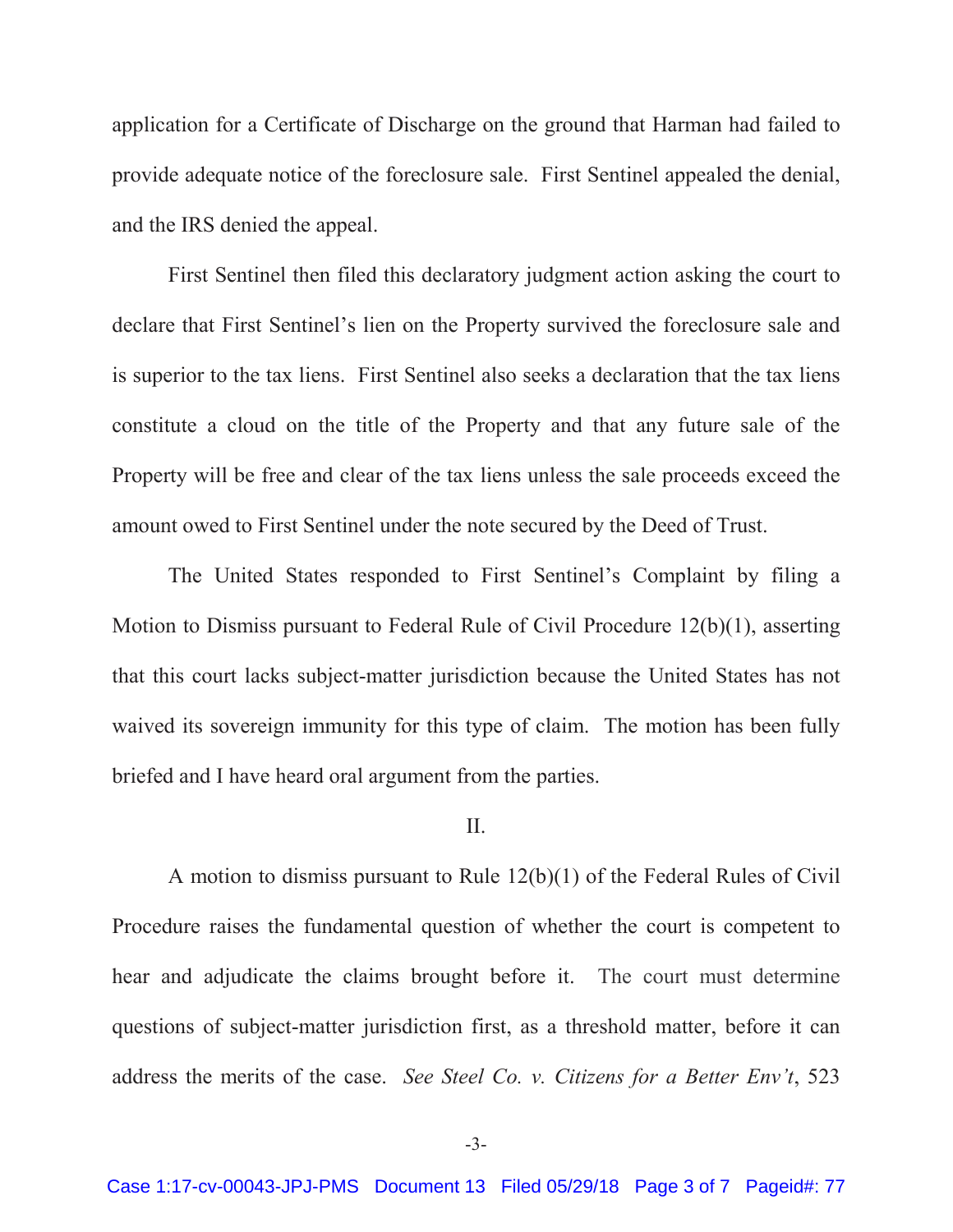application for a Certificate of Discharge on the ground that Harman had failed to provide adequate notice of the foreclosure sale. First Sentinel appealed the denial, and the IRS denied the appeal.

First Sentinel then filed this declaratory judgment action asking the court to declare that First Sentinel's lien on the Property survived the foreclosure sale and is superior to the tax liens. First Sentinel also seeks a declaration that the tax liens constitute a cloud on the title of the Property and that any future sale of the Property will be free and clear of the tax liens unless the sale proceeds exceed the amount owed to First Sentinel under the note secured by the Deed of Trust.

The United States responded to First Sentinel's Complaint by filing a Motion to Dismiss pursuant to Federal Rule of Civil Procedure 12(b)(1), asserting that this court lacks subject-matter jurisdiction because the United States has not waived its sovereign immunity for this type of claim. The motion has been fully briefed and I have heard oral argument from the parties.

## II.

A motion to dismiss pursuant to Rule 12(b)(1) of the Federal Rules of Civil Procedure raises the fundamental question of whether the court is competent to hear and adjudicate the claims brought before it. The court must determine questions of subject-matter jurisdiction first, as a threshold matter, before it can address the merits of the case. *See Steel Co. v. Citizens for a Better Env't*, 523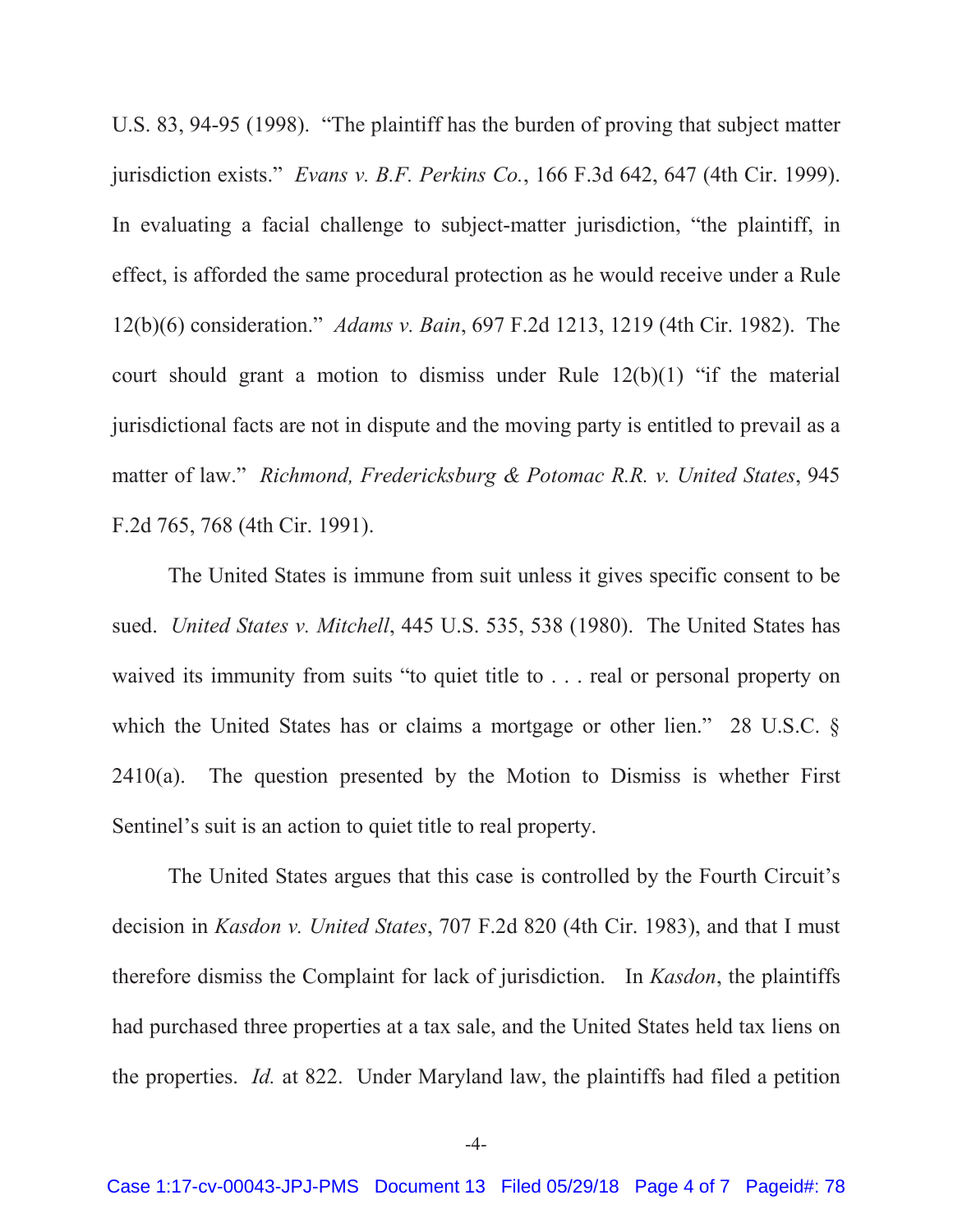U.S. 83, 94-95 (1998). "The plaintiff has the burden of proving that subject matter jurisdiction exists." *Evans v. B.F. Perkins Co.*, 166 F.3d 642, 647 (4th Cir. 1999). In evaluating a facial challenge to subject-matter jurisdiction, "the plaintiff, in effect, is afforded the same procedural protection as he would receive under a Rule 12(b)(6) consideration." *Adams v. Bain*, 697 F.2d 1213, 1219 (4th Cir. 1982). The court should grant a motion to dismiss under Rule 12(b)(1) "if the material jurisdictional facts are not in dispute and the moving party is entitled to prevail as a matter of law." *Richmond, Fredericksburg & Potomac R.R. v. United States*, 945 F.2d 765, 768 (4th Cir. 1991).

The United States is immune from suit unless it gives specific consent to be sued. *United States v. Mitchell*, 445 U.S. 535, 538 (1980). The United States has waived its immunity from suits "to quiet title to . . . real or personal property on which the United States has or claims a mortgage or other lien." 28 U.S.C. § 2410(a). The question presented by the Motion to Dismiss is whether First Sentinel's suit is an action to quiet title to real property.

The United States argues that this case is controlled by the Fourth Circuit's decision in *Kasdon v. United States*, 707 F.2d 820 (4th Cir. 1983), and that I must therefore dismiss the Complaint for lack of jurisdiction. In *Kasdon*, the plaintiffs had purchased three properties at a tax sale, and the United States held tax liens on the properties. *Id.* at 822. Under Maryland law, the plaintiffs had filed a petition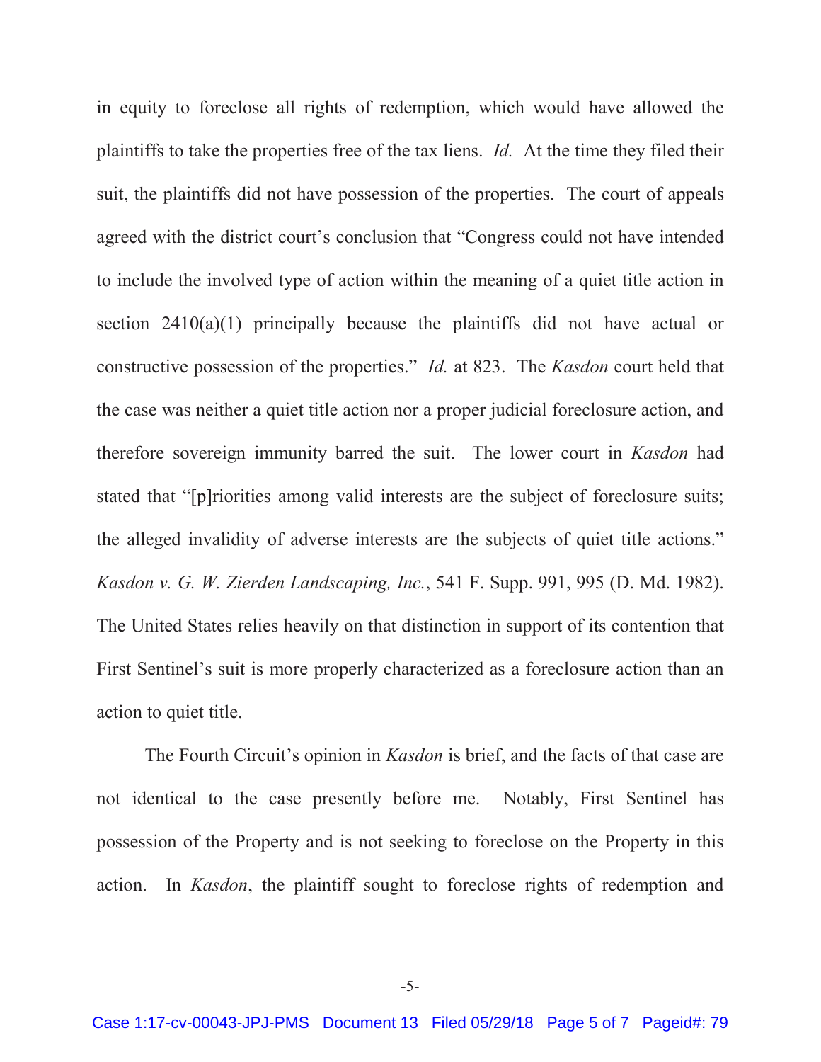in equity to foreclose all rights of redemption, which would have allowed the plaintiffs to take the properties free of the tax liens. *Id.* At the time they filed their suit, the plaintiffs did not have possession of the properties. The court of appeals agreed with the district court's conclusion that "Congress could not have intended to include the involved type of action within the meaning of a quiet title action in section 2410(a)(1) principally because the plaintiffs did not have actual or constructive possession of the properties." *Id.* at 823. The *Kasdon* court held that the case was neither a quiet title action nor a proper judicial foreclosure action, and therefore sovereign immunity barred the suit. The lower court in *Kasdon* had stated that "[p]riorities among valid interests are the subject of foreclosure suits; the alleged invalidity of adverse interests are the subjects of quiet title actions." *Kasdon v. G. W. Zierden Landscaping, Inc.*, 541 F. Supp. 991, 995 (D. Md. 1982). The United States relies heavily on that distinction in support of its contention that First Sentinel's suit is more properly characterized as a foreclosure action than an action to quiet title.

The Fourth Circuit's opinion in *Kasdon* is brief, and the facts of that case are not identical to the case presently before me. Notably, First Sentinel has possession of the Property and is not seeking to foreclose on the Property in this action. In *Kasdon*, the plaintiff sought to foreclose rights of redemption and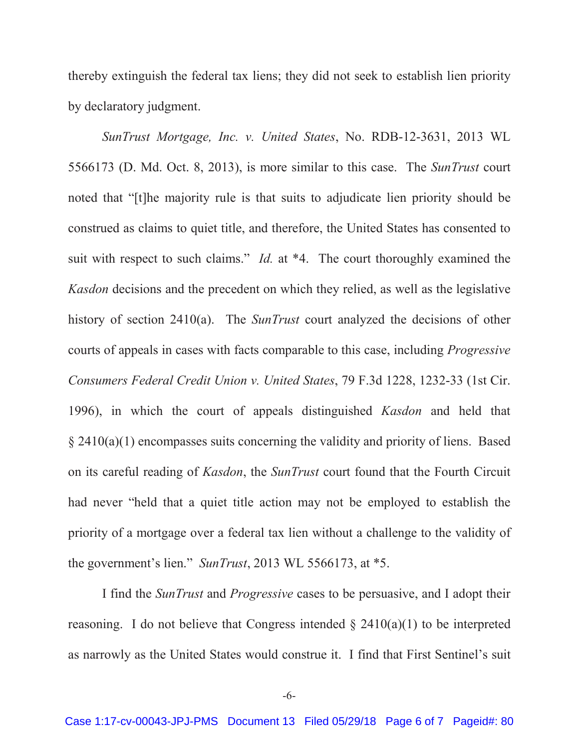thereby extinguish the federal tax liens; they did not seek to establish lien priority by declaratory judgment.

*SunTrust Mortgage, Inc. v. United States*, No. RDB-12-3631, 2013 WL 5566173 (D. Md. Oct. 8, 2013), is more similar to this case. The *SunTrust* court noted that "[t]he majority rule is that suits to adjudicate lien priority should be construed as claims to quiet title, and therefore, the United States has consented to suit with respect to such claims." *Id.* at *4. The court thoroughly examined the *Kasdon* decisions and the precedent on which they relied, as well as the legislative history of section 2410(a). The *SunTrust* court analyzed the decisions of other courts of appeals in cases with facts comparable to this case, including *Progressive Consumers Federal Credit Union v. United States*, 79 F.3d 1228, 1232-33 (1st Cir. 1996), in which the court of appeals distinguished *Kasdon* and held that § 2410(a)(1) encompasses suits concerning the validity and priority of liens. Based on its careful reading of *Kasdon*, the *SunTrust* court found that the Fourth Circuit had never "held that a quiet title action may not be employed to establish the priority of a mortgage over a federal tax lien without a challenge to the validity of the government's lien." *SunTrust*, 2013 WL 5566173, at *5.

I find the *SunTrust* and *Progressive* cases to be persuasive, and I adopt their reasoning. I do not believe that Congress intended § 2410(a)(1) to be interpreted as narrowly as the United States would construe it. I find that First Sentinel's suit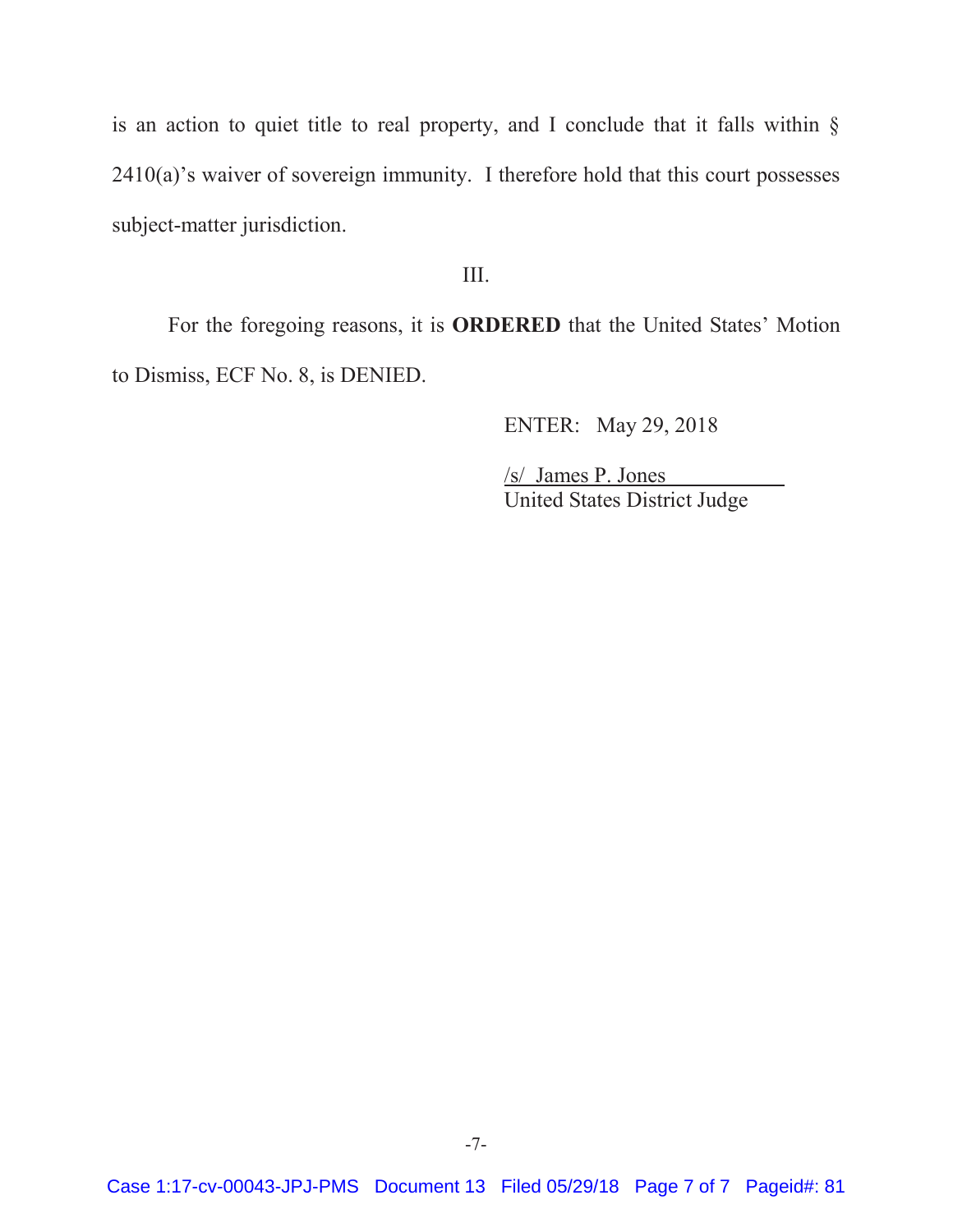is an action to quiet title to real property, and I conclude that it falls within § 2410(a)'s waiver of sovereign immunity. I therefore hold that this court possesses subject-matter jurisdiction.

III.

For the foregoing reasons, it is **ORDERED** that the United States' Motion to Dismiss, ECF No. 8, is DENIED.

ENTER: May 29, 2018

/s/ James P. Jones
United States District Judge